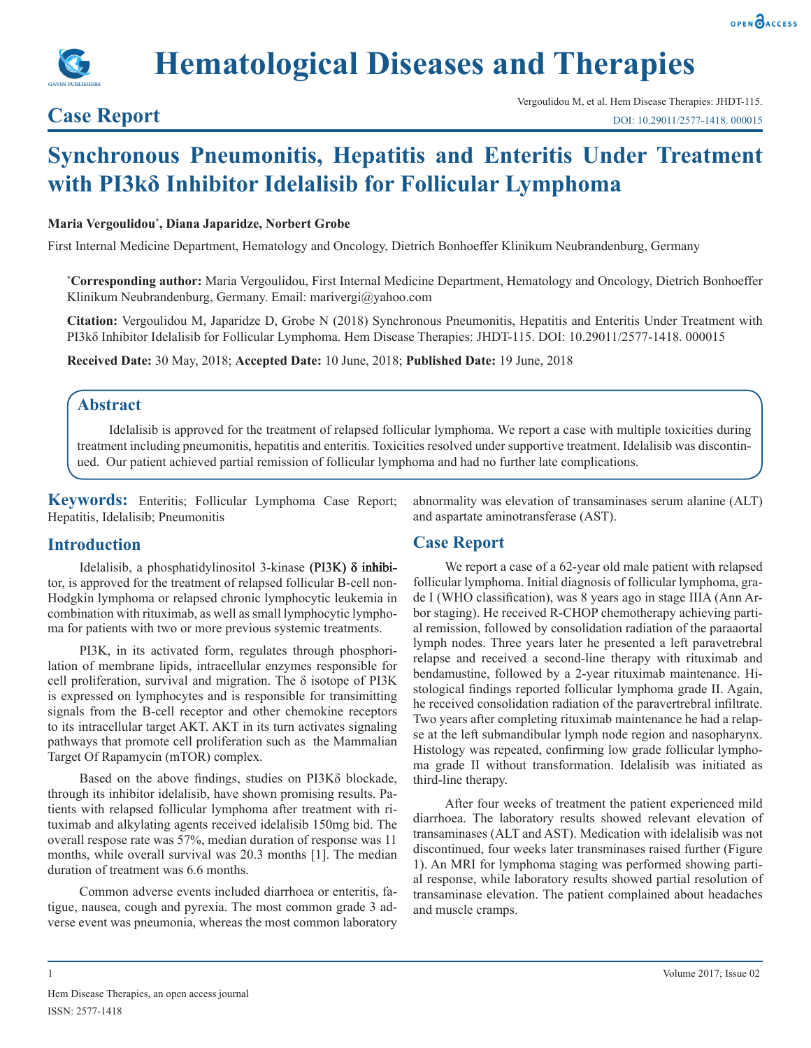# Hematological Diseases and Therapies

## Case Report

# Synchronous Pneumonitis, Hepatitis and Enteritis Under Treatment with PI3kδ Inhibitor Idelalisib for Follicular Lymphoma

**Maria Vergoulidou*, Diana Japaridze, Norbert Grobe**

First Internal Medicine Department, Hematology and Oncology, Dietrich Bonhoeffer Klinikum Neubrandenburg, Germany

***Corresponding author:** Maria Vergoulidou, First Internal Medicine Department, Hematology and Oncology, Dietrich Bonhoeffer Klinikum Neubrandenburg, Germany. Email: marivergi@yahoo.com

**Citation:** Vergoulidou M, Japaridze D, Grobe N (2018) Synchronous Pneumonitis, Hepatitis and Enteritis Under Treatment with PI3kδ Inhibitor Idelalisib for Follicular Lymphoma. Hem Disease Therapies: JHDT-115. DOI: 10.29011/2577-1418. 000015

**Received Date:** 30 May, 2018; **Accepted Date:** 10 June, 2018; **Published Date:** 19 June, 2018

## Abstract

Idelalisib is approved for the treatment of relapsed follicular lymphoma. We report a case with multiple toxicities during treatment including pneumonitis, hepatitis and enteritis. Toxicities resolved under supportive treatment. Idelalisib was discontinued. Our patient achieved partial remission of follicular lymphoma and had no further late complications.

**Keywords:** Enteritis; Follicular Lymphoma Case Report; Hepatitis, Idelalisib; Pneumonitis

## Introduction

Idelalisib, a phosphatidylinositol 3-kinase (PI3K) δ inhibitor, is approved for the treatment of relapsed follicular B-cell non-Hodgkin lymphoma or relapsed chronic lymphocytic leukemia in combination with rituximab, as well as small lymphocytic lymphoma for patients with two or more previous systemic treatments.

PI3K, in its activated form, regulates through phosphorilation of membrane lipids, intracellular enzymes responsible for cell proliferation, survival and migration. The δ isotope of PI3K is expressed on lymphocytes and is responsible for transimitting signals from the B-cell receptor and other chemokine receptors to its intracellular target AKT. AKT in its turn activates signaling pathways that promote cell proliferation such as the Mammalian Target Of Rapamycin (mTOR) complex.

Based on the above findings, studies on PI3Kδ blockade, through its inhibitor idelalisib, have shown promising results. Patients with relapsed follicular lymphoma after treatment with rituximab and alkylating agents received idelalisib 150mg bid. The overall respose rate was 57%, median duration of response was 11 months, while overall survival was 20.3 months [1]. The median duration of treatment was 6.6 months.

Common adverse events included diarrhoea or enteritis, fatigue, nausea, cough and pyrexia. The most common grade 3 adverse event was pneumonia, whereas the most common laboratory abnormality was elevation of transaminases serum alanine (ALT) and aspartate aminotransferase (AST).

## Case Report

We report a case of a 62-year old male patient with relapsed follicular lymphoma. Initial diagnosis of follicular lymphoma, grade I (WHO classification), was 8 years ago in stage IIIA (Ann Arbor staging). He received R-CHOP chemotherapy achieving partial remission, followed by consolidation radiation of the paraaortal lymph nodes. Three years later he presented a left paravetrebral relapse and received a second-line therapy with rituximab and bendamustine, followed by a 2-year rituximab maintenance. Histological findings reported follicular lymphoma grade II. Again, he received consolidation radiation of the paravertrebral infiltrate. Two years after completing rituximab maintenance he had a relapse at the left submandibular lymph node region and nasopharynx. Histology was repeated, confirming low grade follicular lymphoma grade II without transformation. Idelalisib was initiated as third-line therapy.

After four weeks of treatment the patient experienced mild diarrhoea. The laboratory results showed relevant elevation of transaminases (ALT and AST). Medication with idelalisib was not discontinued, four weeks later transminases raised further (Figure 1). An MRI for lymphoma staging was performed showing partial response, while laboratory results showed partial resolution of transaminase elevation. The patient complained about headaches and muscle cramps.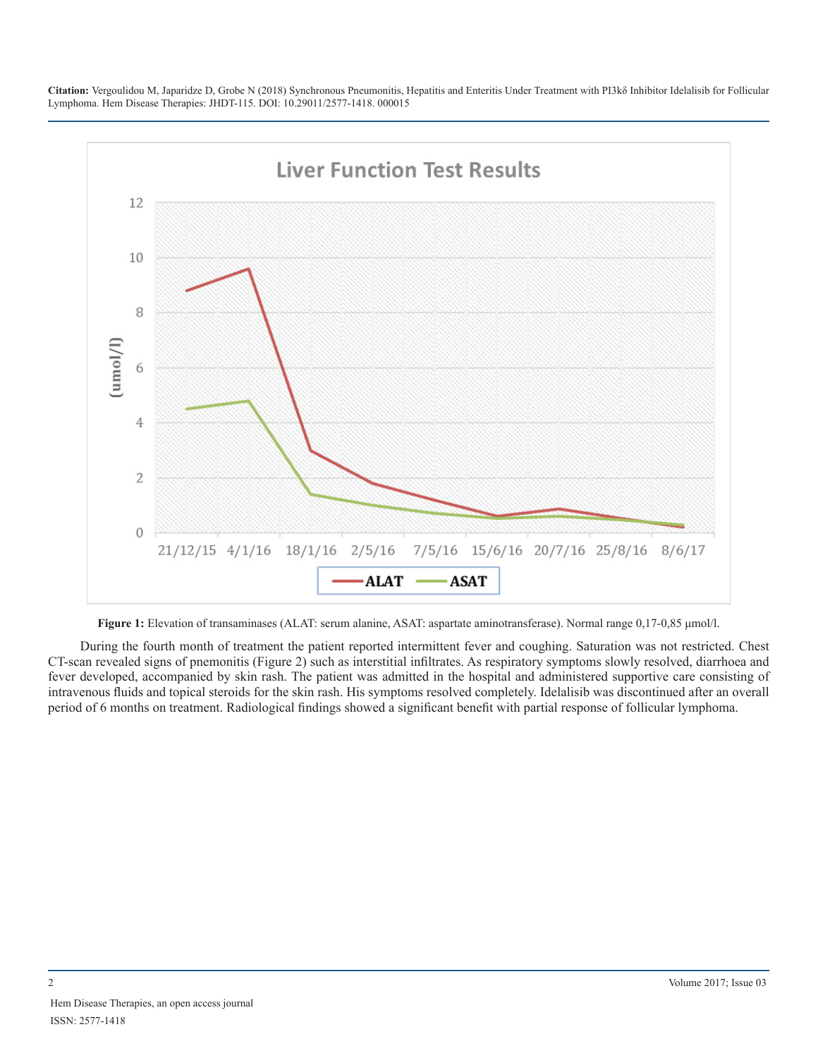**Figure 1:** Elevation of transaminases (ALAT: serum alanine, ASAT: aspartate aminotransferase). Normal range 0,17-0,85 µmol/l.

During the fourth month of treatment the patient reported intermittent fever and coughing. Saturation was not restricted. Chest CT-scan revealed signs of pnemonitis (Figure 2) such as interstitial infiltrates. As respiratory symptoms slowly resolved, diarrhoea and fever developed, accompanied by skin rash. The patient was admitted in the hospital and administered supportive care consisting of intravenous fluids and topical steroids for the skin rash. His symptoms resolved completely. Idelalisib was discontinued after an overall period of 6 months on treatment. Radiological findings showed a significant benefit with partial response of follicular lymphoma.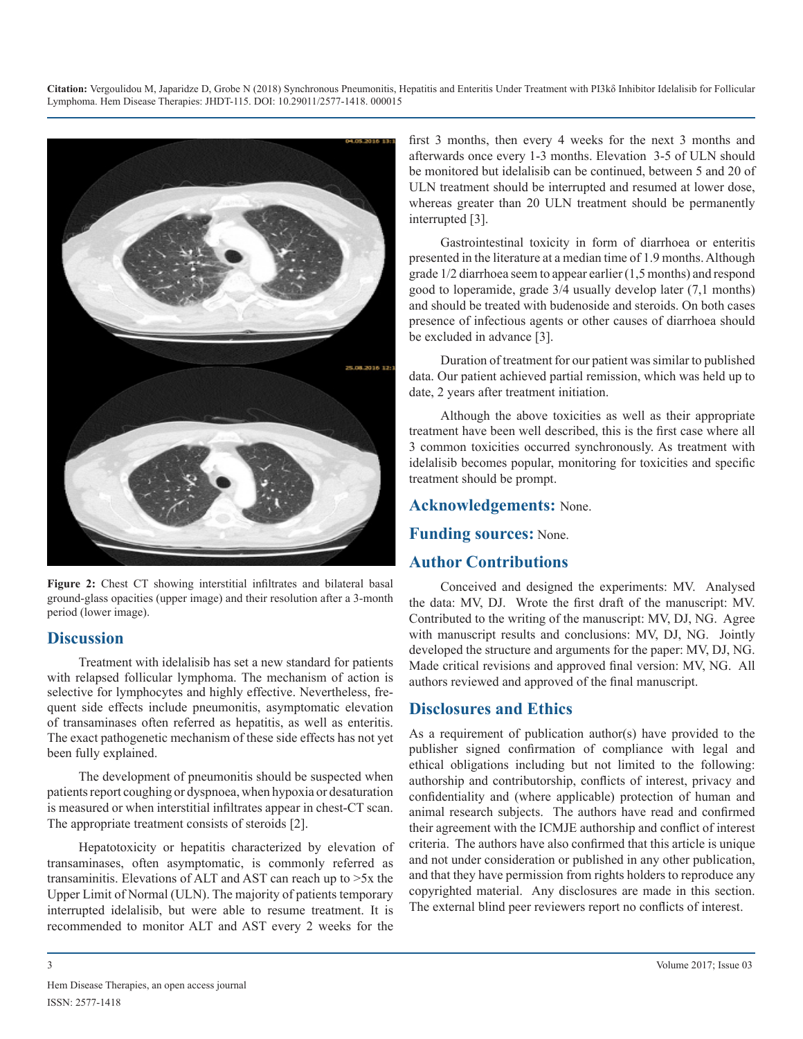Figure 2: Chest CT showing interstitial infiltrates and bilateral basal ground-glass opacities (upper image) and their resolution after a 3-month period (lower image).

## Discussion

Treatment with idelalisib has set a new standard for patients with relapsed follicular lymphoma. The mechanism of action is selective for lymphocytes and highly effective. Nevertheless, frequent side effects include pneumonitis, asymptomatic elevation of transaminases often referred as hepatitis, as well as enteritis. The exact pathogenetic mechanism of these side effects has not yet been fully explained.

The development of pneumonitis should be suspected when patients report coughing or dyspnoea, when hypoxia or desaturation is measured or when interstitial infiltrates appear in chest-CT scan. The appropriate treatment consists of steroids [2].

Hepatotoxicity or hepatitis characterized by elevation of transaminases, often asymptomatic, is commonly referred as transaminitis. Elevations of ALT and AST can reach up to >5x the Upper Limit of Normal (ULN). The majority of patients temporary interrupted idelalisib, but were able to resume treatment. It is recommended to monitor ALT and AST every 2 weeks for the first 3 months, then every 4 weeks for the next 3 months and afterwards once every 1-3 months. Elevation 3-5 of ULN should be monitored but idelalisib can be continued, between 5 and 20 of ULN treatment should be interrupted and resumed at lower dose, whereas greater than 20 ULN treatment should be permanently interrupted [3].

Gastrointestinal toxicity in form of diarrhoea or enteritis presented in the literature at a median time of 1.9 months. Although grade 1/2 diarrhoea seem to appear earlier (1,5 months) and respond good to loperamide, grade 3/4 usually develop later (7,1 months) and should be treated with budenoside and steroids. On both cases presence of infectious agents or other causes of diarrhoea should be excluded in advance [3].

Duration of treatment for our patient was similar to published data. Our patient achieved partial remission, which was held up to date, 2 years after treatment initiation.

Although the above toxicities as well as their appropriate treatment have been well described, this is the first case where all 3 common toxicities occurred synchronously. As treatment with idelalisib becomes popular, monitoring for toxicities and specific treatment should be prompt.

## Acknowledgements: None.

## Funding sources: None.

## Author Contributions

Conceived and designed the experiments: MV. Analysed the data: MV, DJ. Wrote the first draft of the manuscript: MV. Contributed to the writing of the manuscript: MV, DJ, NG. Agree with manuscript results and conclusions: MV, DJ, NG. Jointly developed the structure and arguments for the paper: MV, DJ, NG. Made critical revisions and approved final version: MV, NG. All authors reviewed and approved of the final manuscript.

## Disclosures and Ethics

As a requirement of publication author(s) have provided to the publisher signed confirmation of compliance with legal and ethical obligations including but not limited to the following: authorship and contributorship, conflicts of interest, privacy and confidentiality and (where applicable) protection of human and animal research subjects. The authors have read and confirmed their agreement with the ICMJE authorship and conflict of interest criteria. The authors have also confirmed that this article is unique and not under consideration or published in any other publication, and that they have permission from rights holders to reproduce any copyrighted material. Any disclosures are made in this section. The external blind peer reviewers report no conflicts of interest.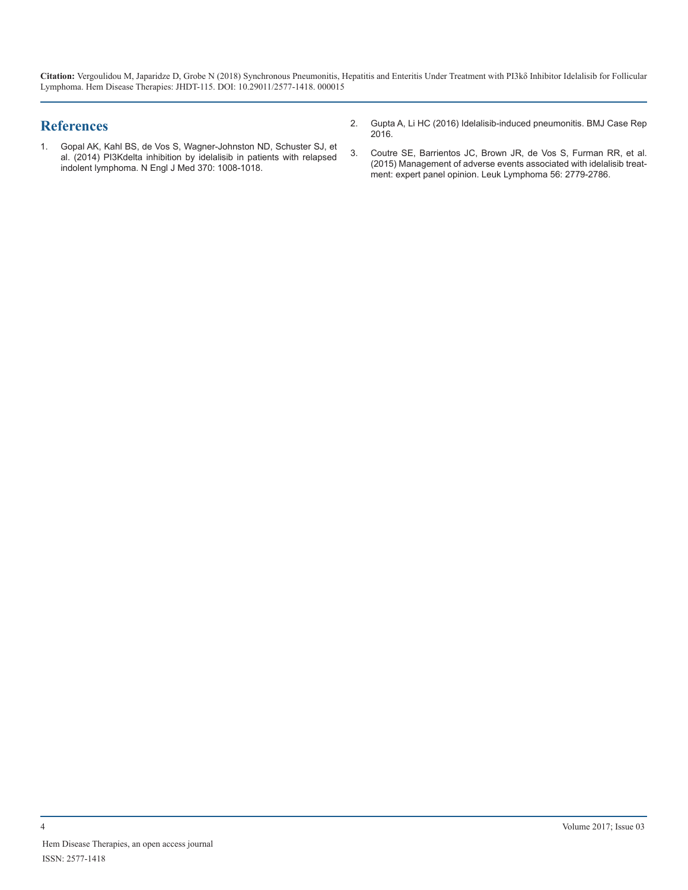## References

1. Gopal AK, Kahl BS, de Vos S, Wagner-Johnston ND, Schuster SJ, et al. (2014) PI3Kdelta inhibition by idelalisib in patients with relapsed indolent lymphoma. N Engl J Med 370: 1008-1018.

2. Gupta A, Li HC (2016) Idelalisib-induced pneumonitis. BMJ Case Rep 2016.

3. Coutre SE, Barrientos JC, Brown JR, de Vos S, Furman RR, et al. (2015) Management of adverse events associated with idelalisib treatment: expert panel opinion. Leuk Lymphoma 56: 2779-2786.